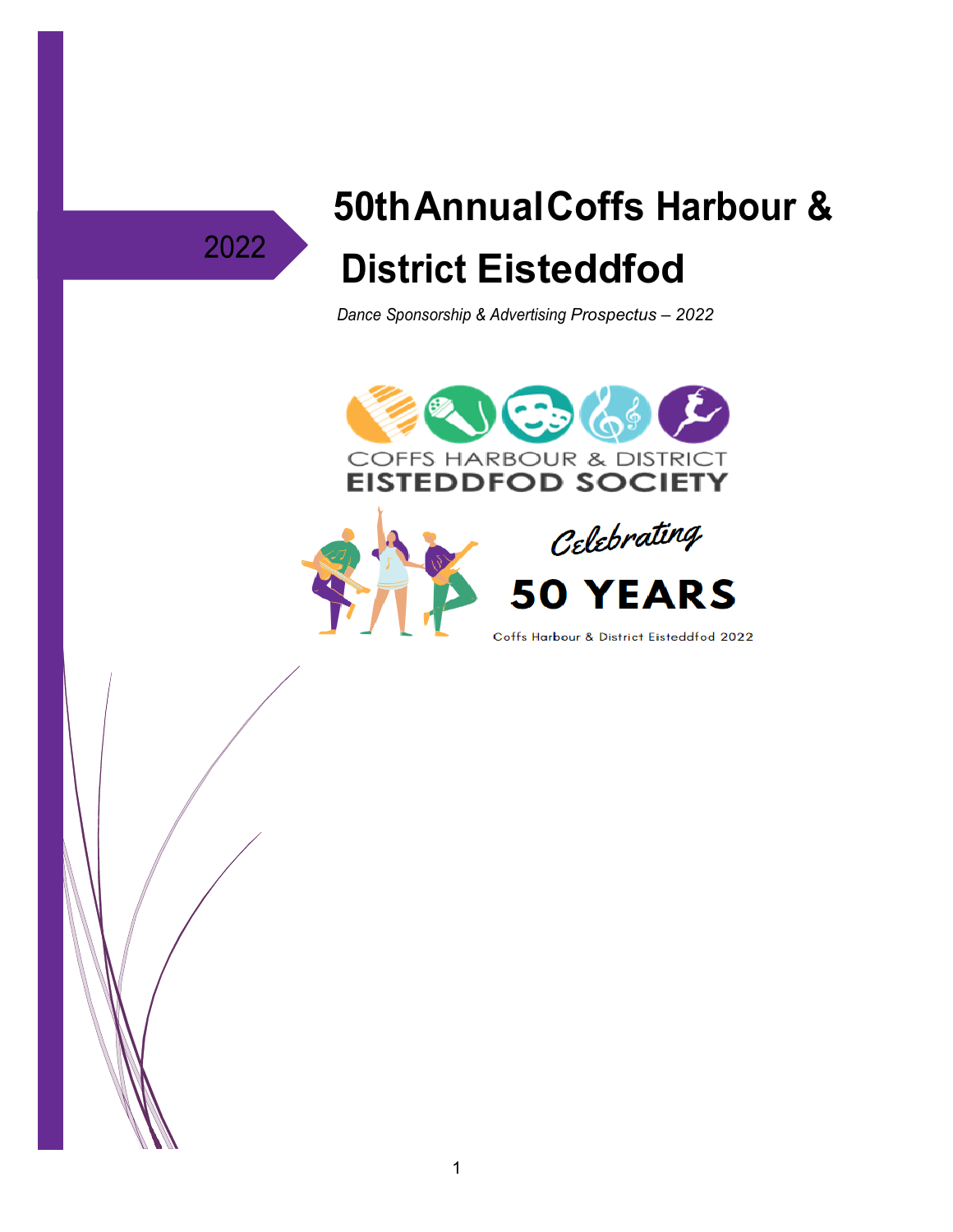2022

# 50th Annual Coffs Harbour & District Eisteddfod

*Dance Sponsorship & Advertising Prospectus – 2022*

COFFS HARBOUR & DISTRICT
EISTEDDFOD SOCIETY

Celebrating
50 YEARS
Coffs Harbour & District Eisteddfod 2022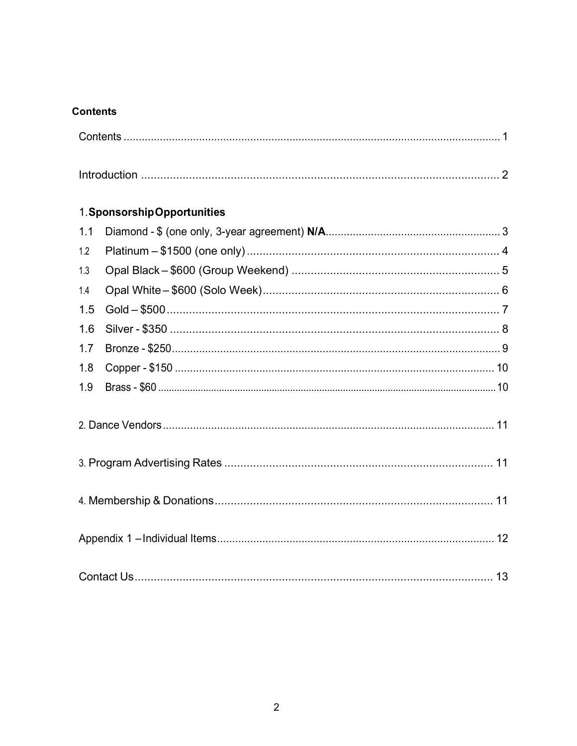**Contents**

Contents ........................................................................................................................ 1

Introduction ................................................................................................................ 2

1. **Sponsorship Opportunities**

1.1 Diamond - $ (one only, 3-year agreement) **N/A**........................................................ 3

1.2 Platinum – $1500 (one only)............................................................................... 4

1.3 Opal Black – $600 (Group Weekend) ................................................................. 5

1.4 Opal White – $600 (Solo Week).......................................................................... 6

1.5 Gold – $500......................................................................................................... 7

1.6 Silver - $350 ....................................................................................................... 8

1.7 Bronze - $250...................................................................................................... 9

1.8 Copper - $150 ..................................................................................................... 10

1.9 Brass - $60 ......................................................................................................... 10

2. Dance Vendors......................................................................................................... 11

3. Program Advertising Rates ..................................................................................... 11

4. Membership & Donations......................................................................................... 11

Appendix 1 – Individual Items........................................................................................ 12

Contact Us................................................................................................................ 13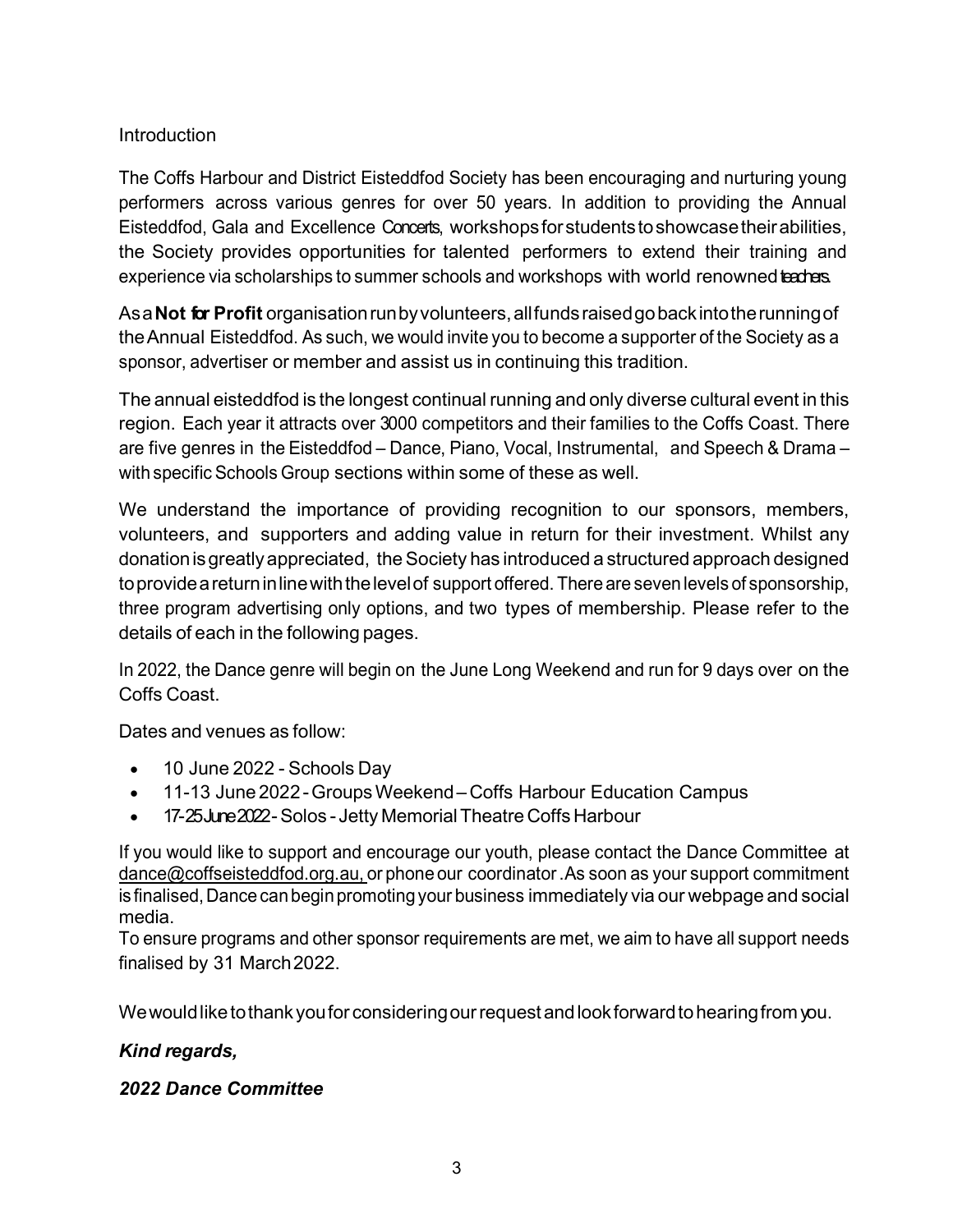Introduction

The Coffs Harbour and District Eisteddfod Society has been encouraging and nurturing young performers across various genres for over 50 years. In addition to providing the Annual Eisteddfod, Gala and Excellence Concerts, workshops for students to showcase their abilities, the Society provides opportunities for talented performers to extend their training and experience via scholarships to summer schools and workshops with world renowned teachers.

As a **Not for Profit** organisation run by volunteers, all funds raised go back into the running of the Annual Eisteddfod. As such, we would invite you to become a supporter of the Society as a sponsor, advertiser or member and assist us in continuing this tradition.

The annual eisteddfod is the longest continual running and only diverse cultural event in this region. Each year it attracts over 3000 competitors and their families to the Coffs Coast. There are five genres in the Eisteddfod – Dance, Piano, Vocal, Instrumental, and Speech & Drama – with specific Schools Group sections within some of these as well.

We understand the importance of providing recognition to our sponsors, members, volunteers, and supporters and adding value in return for their investment. Whilst any donation is greatly appreciated, the Society has introduced a structured approach designed to provide a return in line with the level of support offered. There are seven levels of sponsorship, three program advertising only options, and two types of membership. Please refer to the details of each in the following pages.

In 2022, the Dance genre will begin on the June Long Weekend and run for 9 days over on the Coffs Coast.

Dates and venues as follow:

- 10 June 2022 - Schools Day
- 11-13 June 2022 - Groups Weekend – Coffs Harbour Education Campus
- 17-25 June 2022 - Solos - Jetty Memorial Theatre Coffs Harbour

If you would like to support and encourage our youth, please contact the Dance Committee at dance@coffseisteddfod.org.au, or phone our coordinator .As soon as your support commitment is finalised, Dance can begin promoting your business immediately via our webpage and social media.
To ensure programs and other sponsor requirements are met, we aim to have all support needs finalised by 31 March 2022.

We would like to thank you for considering our request and look forward to hearing from you.

***Kind regards,***

***2022 Dance Committee***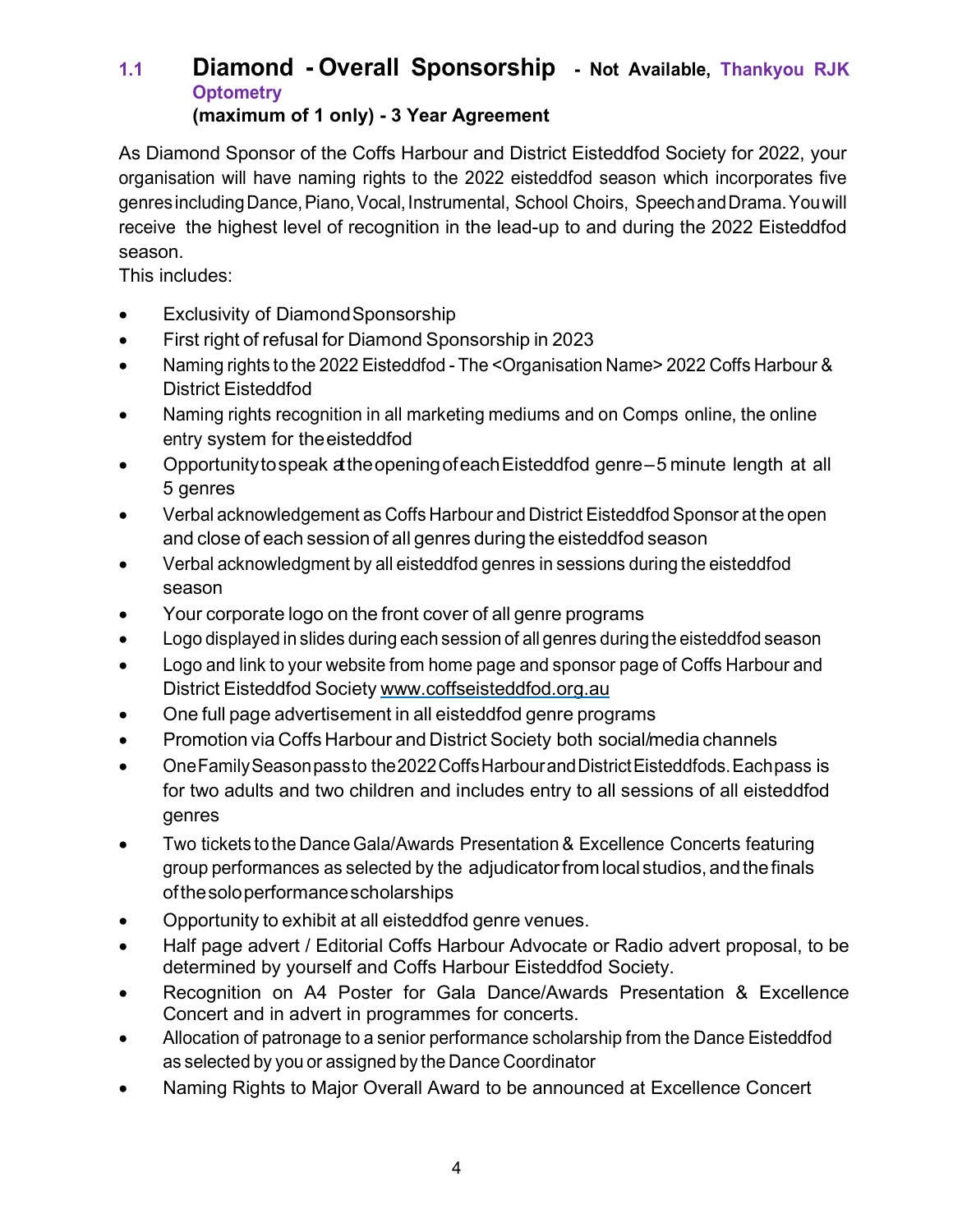## 1.1 Diamond - Overall Sponsorship - Not Available, Thankyou RJK Optometry

**(maximum of 1 only) - 3 Year Agreement**

As Diamond Sponsor of the Coffs Harbour and District Eisteddfod Society for 2022, your organisation will have naming rights to the 2022 eisteddfod season which incorporates five genres including Dance, Piano, Vocal, Instrumental, School Choirs, Speech and Drama. You will receive the highest level of recognition in the lead-up to and during the 2022 Eisteddfod season.

This includes:

- Exclusivity of Diamond Sponsorship
- First right of refusal for Diamond Sponsorship in 2023
- Naming rights to the 2022 Eisteddfod - The <Organisation Name> 2022 Coffs Harbour & District Eisteddfod
- Naming rights recognition in all marketing mediums and on Comps online, the online entry system for the eisteddfod
- Opportunity to speak at the opening of each Eisteddfod genre – 5 minute length at all 5 genres
- Verbal acknowledgement as Coffs Harbour and District Eisteddfod Sponsor at the open and close of each session of all genres during the eisteddfod season
- Verbal acknowledgment by all eisteddfod genres in sessions during the eisteddfod season
- Your corporate logo on the front cover of all genre programs
- Logo displayed in slides during each session of all genres during the eisteddfod season
- Logo and link to your website from home page and sponsor page of Coffs Harbour and District Eisteddfod Society www.coffseisteddfod.org.au
- One full page advertisement in all eisteddfod genre programs
- Promotion via Coffs Harbour and District Society both social/media channels
- One Family Season pass to the 2022 Coffs Harbour and District Eisteddfods. Each pass is for two adults and two children and includes entry to all sessions of all eisteddfod genres
- Two tickets to the Dance Gala/Awards Presentation & Excellence Concerts featuring group performances as selected by the adjudicator from local studios, and the finals of the solo performance scholarships
- Opportunity to exhibit at all eisteddfod genre venues.
- Half page advert / Editorial Coffs Harbour Advocate or Radio advert proposal, to be determined by yourself and Coffs Harbour Eisteddfod Society.
- Recognition on A4 Poster for Gala Dance/Awards Presentation & Excellence Concert and in advert in programmes for concerts.
- Allocation of patronage to a senior performance scholarship from the Dance Eisteddfod as selected by you or assigned by the Dance Coordinator
- Naming Rights to Major Overall Award to be announced at Excellence Concert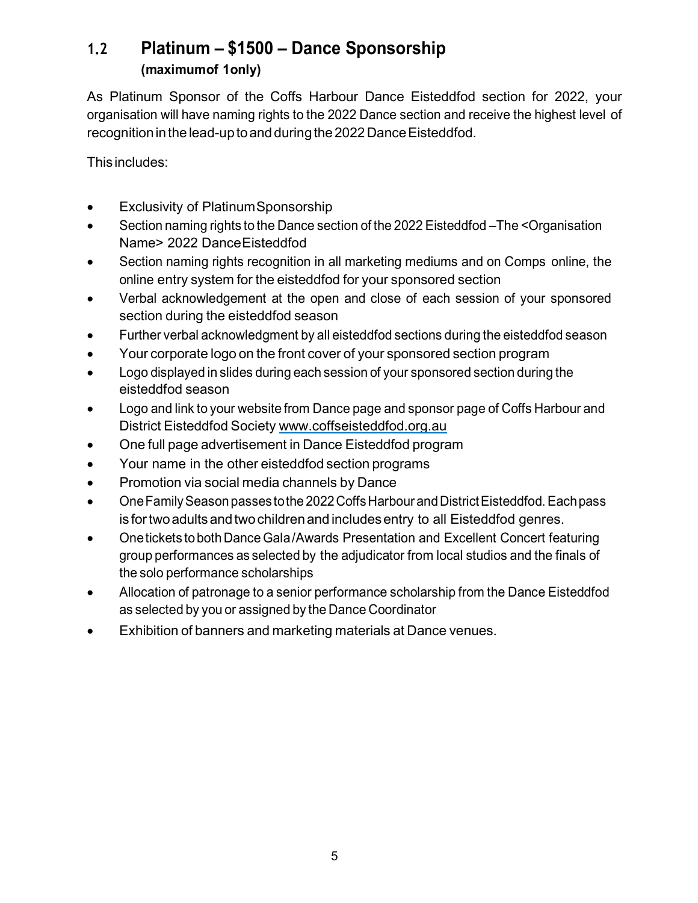## 1.2 Platinum – $1500 – Dance Sponsorship

**(maximumof 1only)**

As Platinum Sponsor of the Coffs Harbour Dance Eisteddfod section for 2022, your organisation will have naming rights to the 2022 Dance section and receive the highest level of recognition in the lead-up to and during the 2022 Dance Eisteddfod.

This includes:

- Exclusivity of Platinum Sponsorship
- Section naming rights to the Dance section of the 2022 Eisteddfod –The <Organisation Name> 2022 Dance Eisteddfod
- Section naming rights recognition in all marketing mediums and on Comps online, the online entry system for the eisteddfod for your sponsored section
- Verbal acknowledgement at the open and close of each session of your sponsored section during the eisteddfod season
- Further verbal acknowledgment by all eisteddfod sections during the eisteddfod season
- Your corporate logo on the front cover of your sponsored section program
- Logo displayed in slides during each session of your sponsored section during the eisteddfod season
- Logo and link to your website from Dance page and sponsor page of Coffs Harbour and District Eisteddfod Society www.coffseisteddfod.org.au
- One full page advertisement in Dance Eisteddfod program
- Your name in the other eisteddfod section programs
- Promotion via social media channels by Dance
- One Family Season passes to the 2022 Coffs Harbour and District Eisteddfod. Each pass is for two adults and two children and includes entry to all Eisteddfod genres.
- One tickets to both Dance Gala/Awards Presentation and Excellent Concert featuring group performances as selected by the adjudicator from local studios and the finals of the solo performance scholarships
- Allocation of patronage to a senior performance scholarship from the Dance Eisteddfod as selected by you or assigned by the Dance Coordinator
- Exhibition of banners and marketing materials at Dance venues.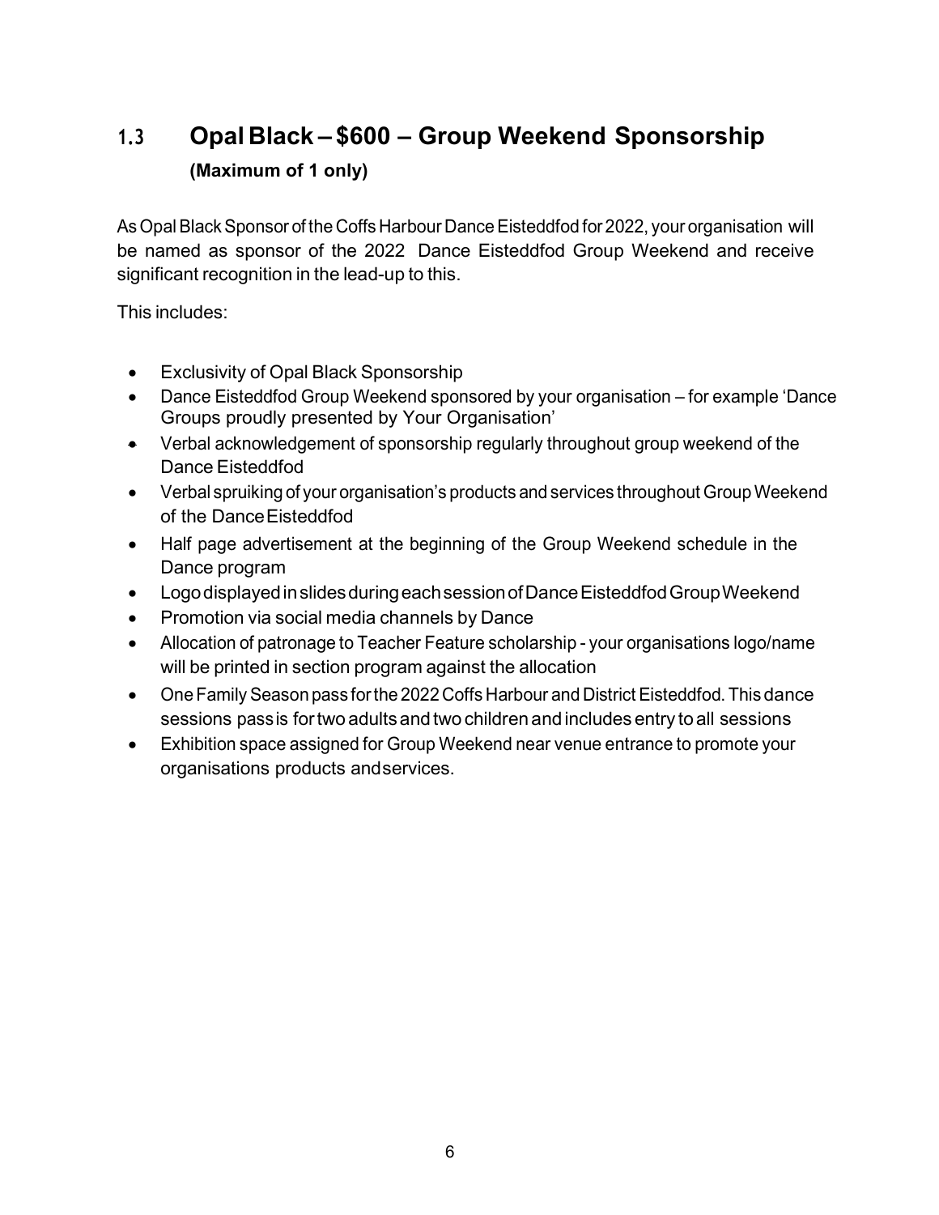## 1.3 Opal Black – $600 – Group Weekend Sponsorship

**(Maximum of 1 only)**

As Opal Black Sponsor of the Coffs Harbour Dance Eisteddfod for 2022, your organisation will be named as sponsor of the 2022 Dance Eisteddfod Group Weekend and receive significant recognition in the lead-up to this.

This includes:

- Exclusivity of Opal Black Sponsorship
- Dance Eisteddfod Group Weekend sponsored by your organisation – for example 'Dance Groups proudly presented by Your Organisation'
- Verbal acknowledgement of sponsorship regularly throughout group weekend of the Dance Eisteddfod
- Verbal spruiking of your organisation's products and services throughout Group Weekend of the Dance Eisteddfod
- Half page advertisement at the beginning of the Group Weekend schedule in the Dance program
- Logo displayed in slides during each session of Dance Eisteddfod Group Weekend
- Promotion via social media channels by Dance
- Allocation of patronage to Teacher Feature scholarship - your organisations logo/name will be printed in section program against the allocation
- One Family Season pass for the 2022 Coffs Harbour and District Eisteddfod. This dance sessions pass is for two adults and two children and includes entry to all sessions
- Exhibition space assigned for Group Weekend near venue entrance to promote your organisations products and services.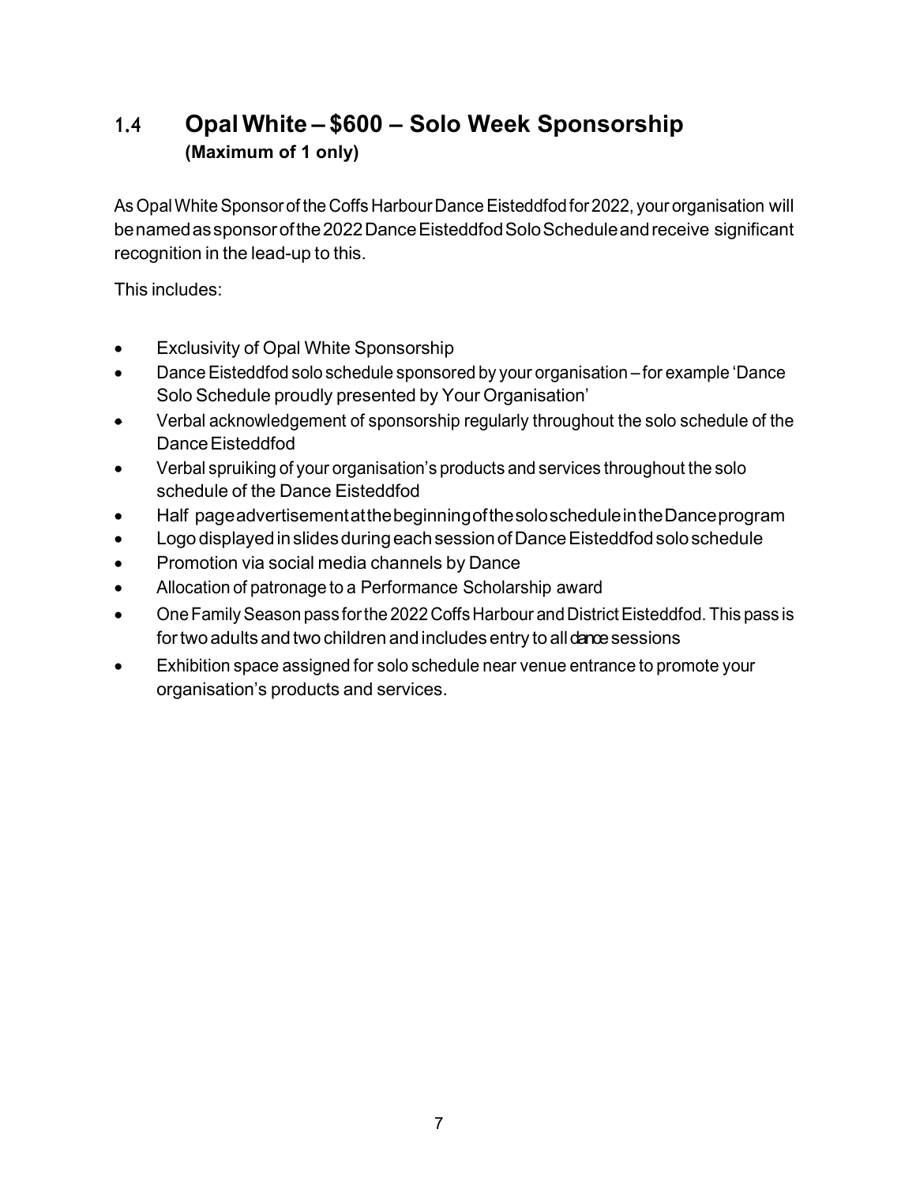## 1.4 Opal White – $600 – Solo Week Sponsorship
**(Maximum of 1 only)**

As Opal White Sponsor of the Coffs Harbour Dance Eisteddfod for 2022, your organisation will be named as sponsor of the 2022 Dance Eisteddfod Solo Schedule and receive significant recognition in the lead-up to this.

This includes:

- Exclusivity of Opal White Sponsorship
- Dance Eisteddfod solo schedule sponsored by your organisation – for example 'Dance Solo Schedule proudly presented by Your Organisation'
- Verbal acknowledgement of sponsorship regularly throughout the solo schedule of the Dance Eisteddfod
- Verbal spruiking of your organisation's products and services throughout the solo schedule of the Dance Eisteddfod
- Half page advertisement at the beginning of the solo schedule in the Dance program
- Logo displayed in slides during each session of Dance Eisteddfod solo schedule
- Promotion via social media channels by Dance
- Allocation of patronage to a Performance Scholarship award
- One Family Season pass for the 2022 Coffs Harbour and District Eisteddfod. This pass is for two adults and two children and includes entry to all dance sessions
- Exhibition space assigned for solo schedule near venue entrance to promote your organisation's products and services.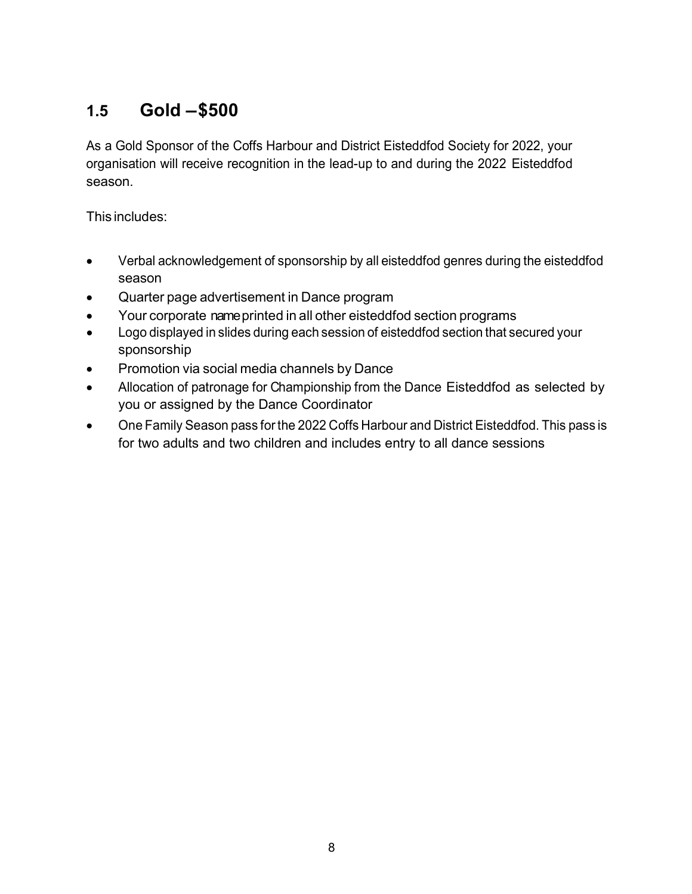## 1.5 Gold – $500

As a Gold Sponsor of the Coffs Harbour and District Eisteddfod Society for 2022, your organisation will receive recognition in the lead-up to and during the 2022 Eisteddfod season.

This includes:

- Verbal acknowledgement of sponsorship by all eisteddfod genres during the eisteddfod season
- Quarter page advertisement in Dance program
- Your corporate name printed in all other eisteddfod section programs
- Logo displayed in slides during each session of eisteddfod section that secured your sponsorship
- Promotion via social media channels by Dance
- Allocation of patronage for Championship from the Dance Eisteddfod as selected by you or assigned by the Dance Coordinator
- One Family Season pass for the 2022 Coffs Harbour and District Eisteddfod. This pass is for two adults and two children and includes entry to all dance sessions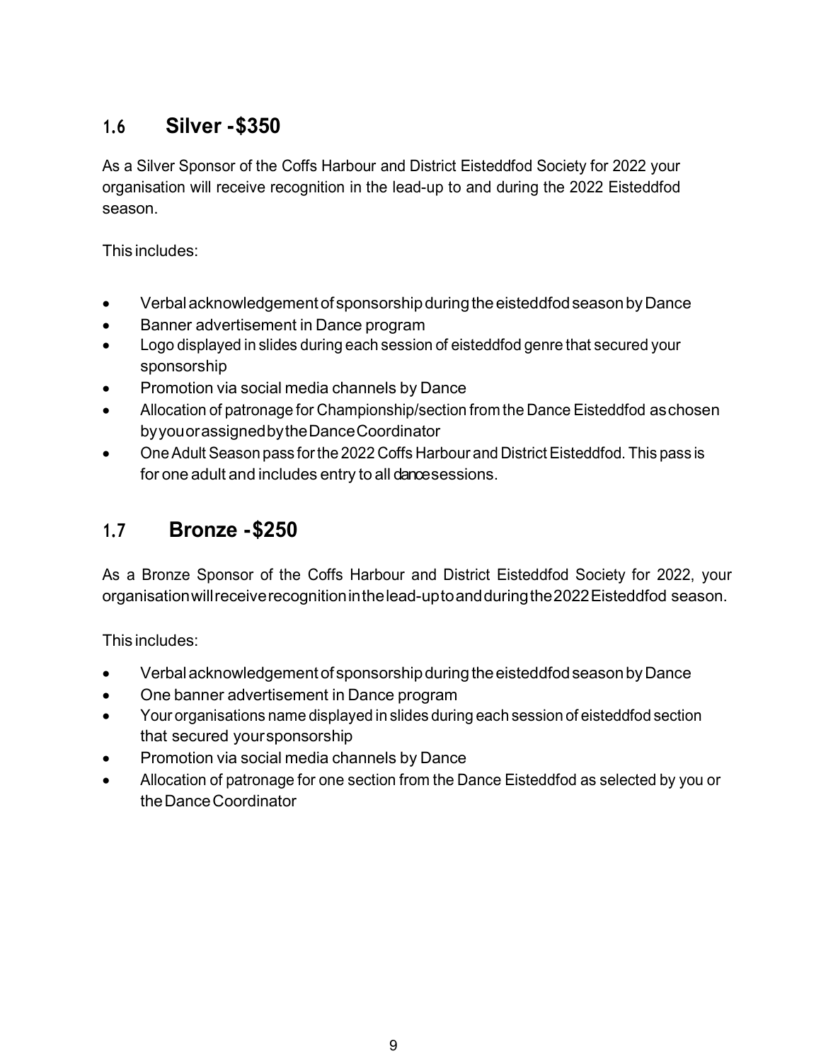## 1.6 Silver -$350

As a Silver Sponsor of the Coffs Harbour and District Eisteddfod Society for 2022 your organisation will receive recognition in the lead-up to and during the 2022 Eisteddfod season.

This includes:

- Verbal acknowledgement of sponsorship during the eisteddfod season by Dance
- Banner advertisement in Dance program
- Logo displayed in slides during each session of eisteddfod genre that secured your sponsorship
- Promotion via social media channels by Dance
- Allocation of patronage for Championship/section from the Dance Eisteddfod as chosen by you or assigned by the Dance Coordinator
- One Adult Season pass for the 2022 Coffs Harbour and District Eisteddfod. This pass is for one adult and includes entry to all dance sessions.

## 1.7 Bronze -$250

As a Bronze Sponsor of the Coffs Harbour and District Eisteddfod Society for 2022, your organisation will receive recognition in the lead-up to and during the 2022 Eisteddfod season.

This includes:

- Verbal acknowledgement of sponsorship during the eisteddfod season by Dance
- One banner advertisement in Dance program
- Your organisations name displayed in slides during each session of eisteddfod section that secured your sponsorship
- Promotion via social media channels by Dance
- Allocation of patronage for one section from the Dance Eisteddfod as selected by you or the Dance Coordinator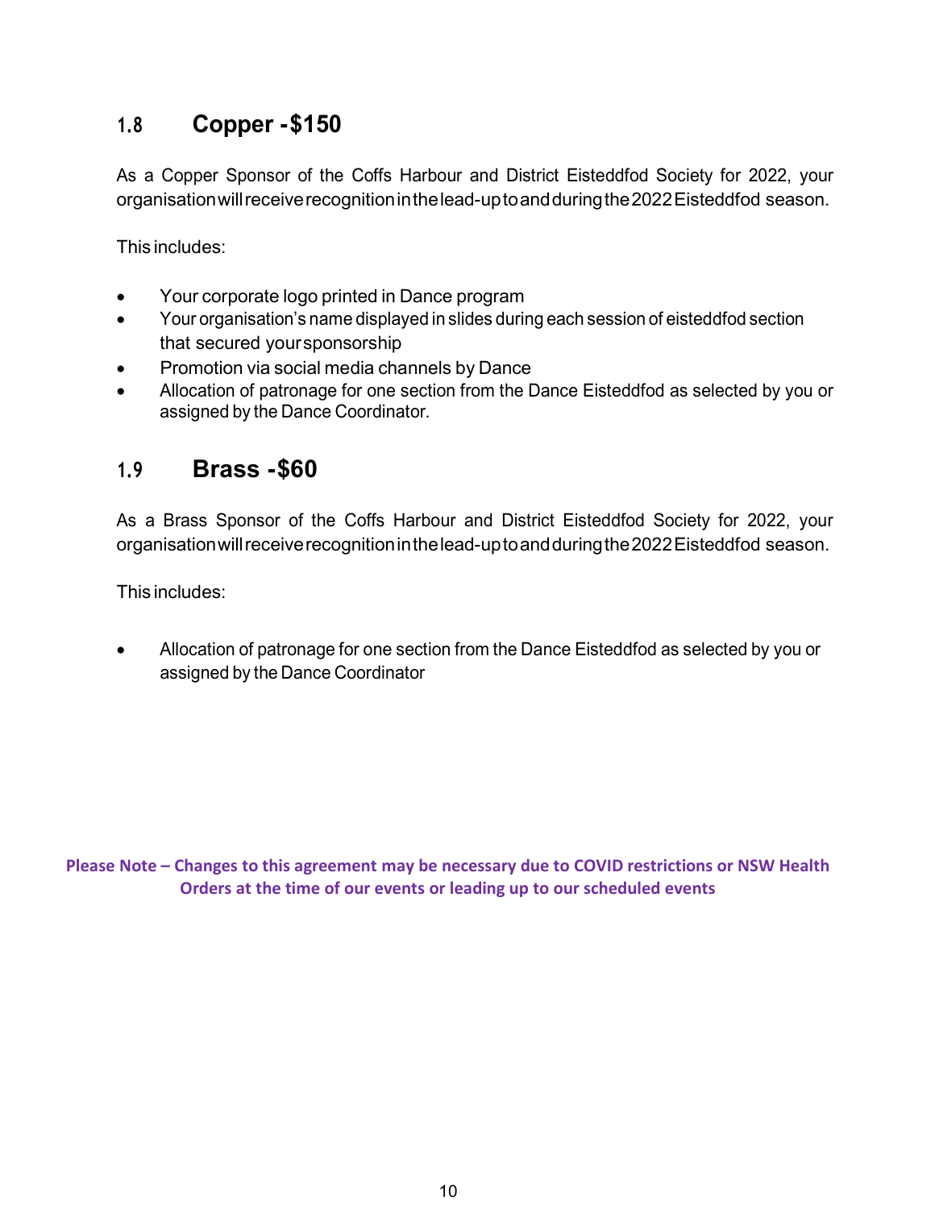## 1.8 Copper -$150

As a Copper Sponsor of the Coffs Harbour and District Eisteddfod Society for 2022, your organisation will receive recognition in the lead-up to and during the 2022 Eisteddfod season.

This includes:

- Your corporate logo printed in Dance program
- Your organisation's name displayed in slides during each session of eisteddfod section that secured your sponsorship
- Promotion via social media channels by Dance
- Allocation of patronage for one section from the Dance Eisteddfod as selected by you or assigned by the Dance Coordinator.

## 1.9 Brass -$60

As a Brass Sponsor of the Coffs Harbour and District Eisteddfod Society for 2022, your organisation will receive recognition in the lead-up to and during the 2022 Eisteddfod season.

This includes:

- Allocation of patronage for one section from the Dance Eisteddfod as selected by you or assigned by the Dance Coordinator

**Please Note – Changes to this agreement may be necessary due to COVID restrictions or NSW Health Orders at the time of our events or leading up to our scheduled events**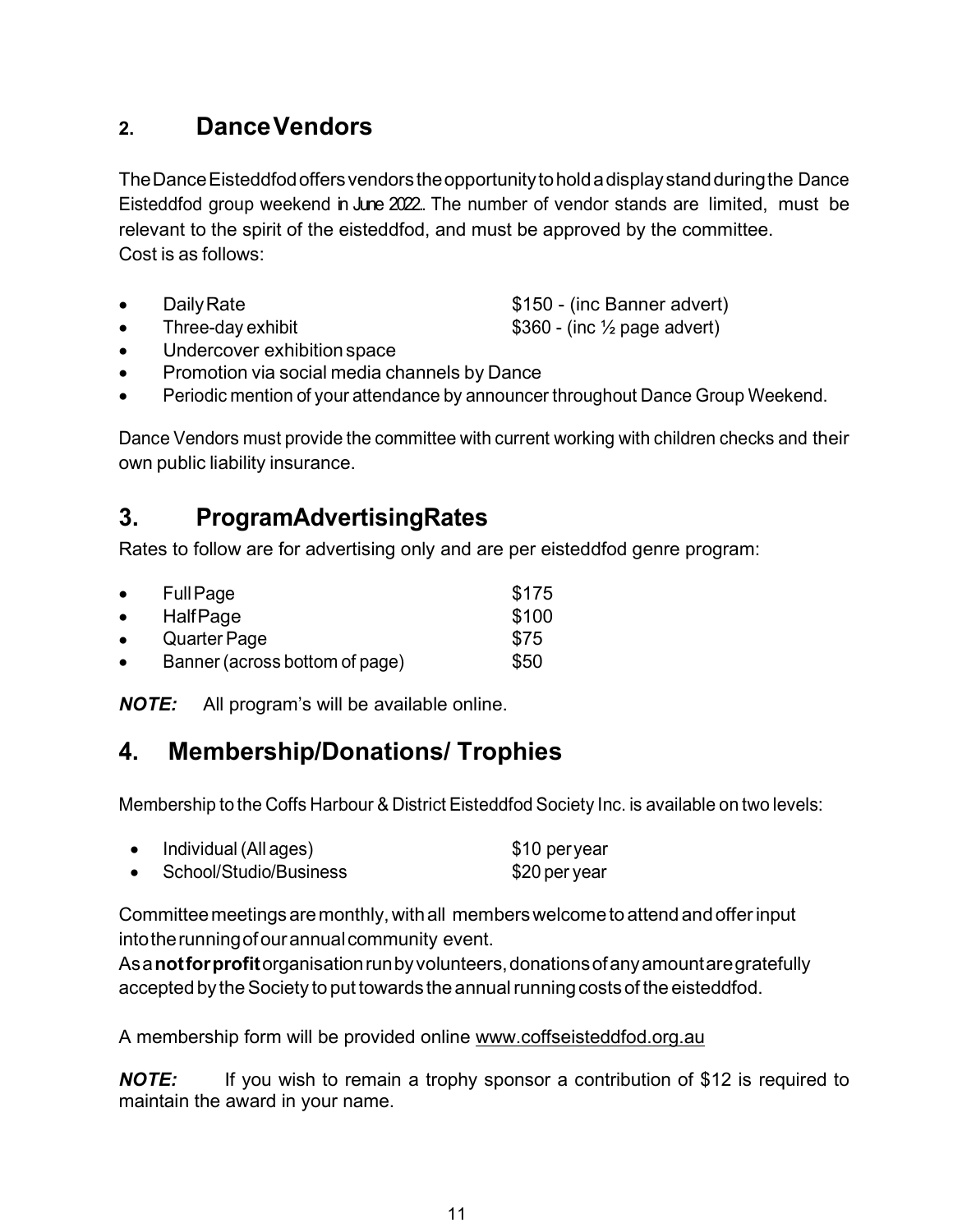## 2. Dance Vendors

The Dance Eisteddfod offers vendors the opportunity to hold a display stand during the Dance Eisteddfod group weekend in June 2022.. The number of vendor stands are limited, must be relevant to the spirit of the eisteddfod, and must be approved by the committee.
Cost is as follows:

- Daily Rate — $150 - (inc Banner advert)
- Three-day exhibit — $360 - (inc ½ page advert)
- Undercover exhibition space
- Promotion via social media channels by Dance
- Periodic mention of your attendance by announcer throughout Dance Group Weekend.

Dance Vendors must provide the committee with current working with children checks and their own public liability insurance.

## 3. Program Advertising Rates

Rates to follow are for advertising only and are per eisteddfod genre program:

- Full Page — $175
- Half Page — $100
- Quarter Page — $75
- Banner (across bottom of page) — $50

***NOTE:*** All program's will be available online.

## 4. Membership/Donations/ Trophies

Membership to the Coffs Harbour & District Eisteddfod Society Inc. is available on two levels:

- Individual (All ages) — $10 per year
- School/Studio/Business — $20 per year

Committee meetings are monthly, with all members welcome to attend and offer input into the running of our annual community event.
As a **not for profit** organisation run by volunteers, donations of any amount are gratefully accepted by the Society to put towards the annual running costs of the eisteddfod.

A membership form will be provided online www.coffseisteddfod.org.au

***NOTE:*** If you wish to remain a trophy sponsor a contribution of $12 is required to maintain the award in your name.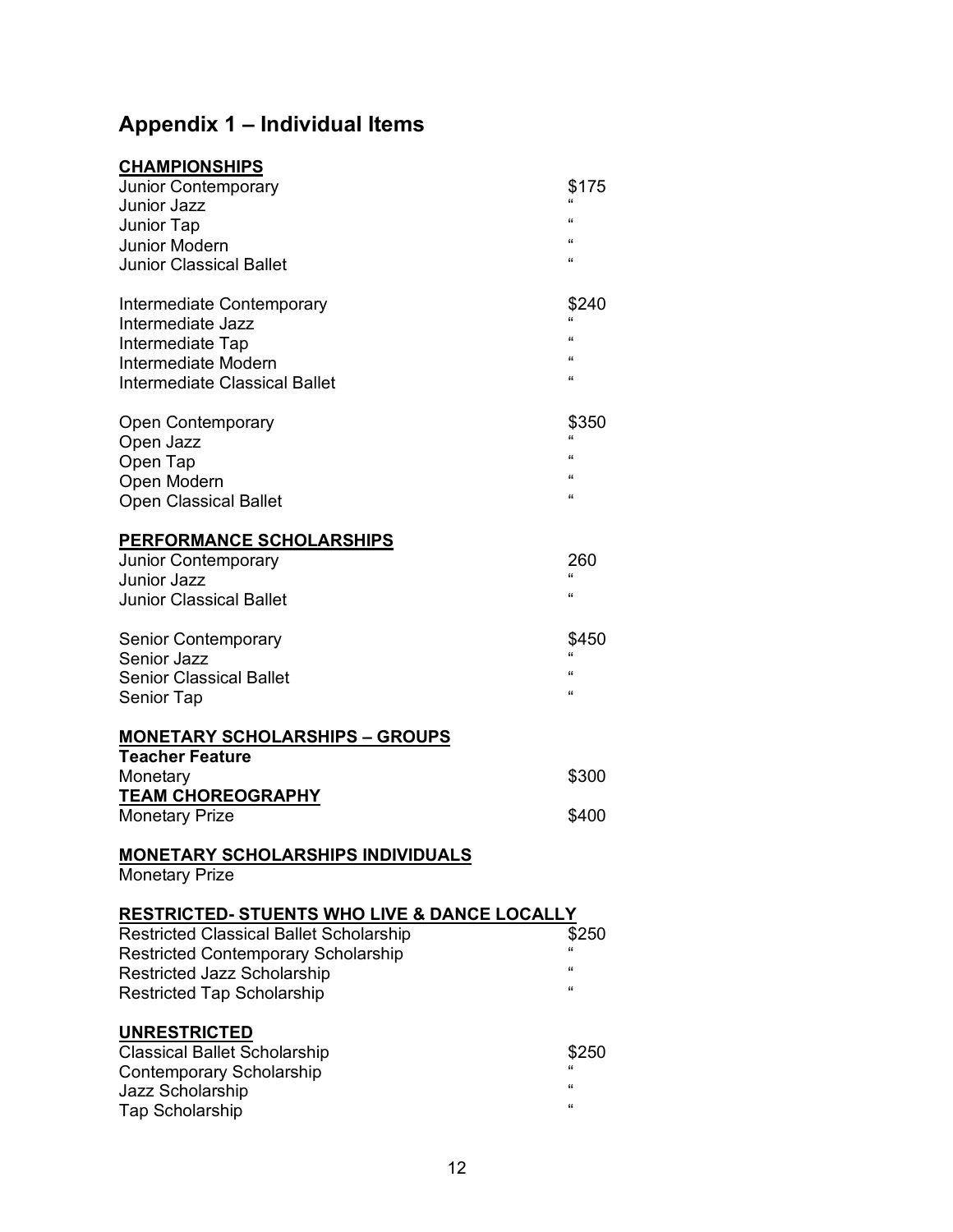# Appendix 1 – Individual Items

| **CHAMPIONSHIPS** | |
|---|---|
| Junior Contemporary | $175 |
| Junior Jazz | " |
| Junior Tap | " |
| Junior Modern | " |
| Junior Classical Ballet | " |
| | |
| Intermediate Contemporary | $240 |
| Intermediate Jazz | " |
| Intermediate Tap | " |
| Intermediate Modern | " |
| Intermediate Classical Ballet | " |
| | |
| Open Contemporary | $350 |
| Open Jazz | " |
| Open Tap | " |
| Open Modern | " |
| Open Classical Ballet | " |

| **PERFORMANCE SCHOLARSHIPS** | |
|---|---|
| Junior Contemporary | 260 |
| Junior Jazz | " |
| Junior Classical Ballet | " |
| | |
| Senior Contemporary | $450 |
| Senior Jazz | " |
| Senior Classical Ballet | " |
| Senior Tap | " |

**MONETARY SCHOLARSHIPS – GROUPS**

| **Teacher Feature** | |
|---|---|
| Monetary | $300 |
| **TEAM CHOREOGRAPHY** | |
| Monetary Prize | $400 |

**MONETARY SCHOLARSHIPS INDIVIDUALS**

Monetary Prize

| **RESTRICTED- STUENTS WHO LIVE & DANCE LOCALLY** | |
|---|---|
| Restricted Classical Ballet Scholarship | $250 |
| Restricted Contemporary Scholarship | " |
| Restricted Jazz Scholarship | " |
| Restricted Tap Scholarship | " |

| **UNRESTRICTED** | |
|---|---|
| Classical Ballet Scholarship | $250 |
| Contemporary Scholarship | " |
| Jazz Scholarship | " |
| Tap Scholarship | " |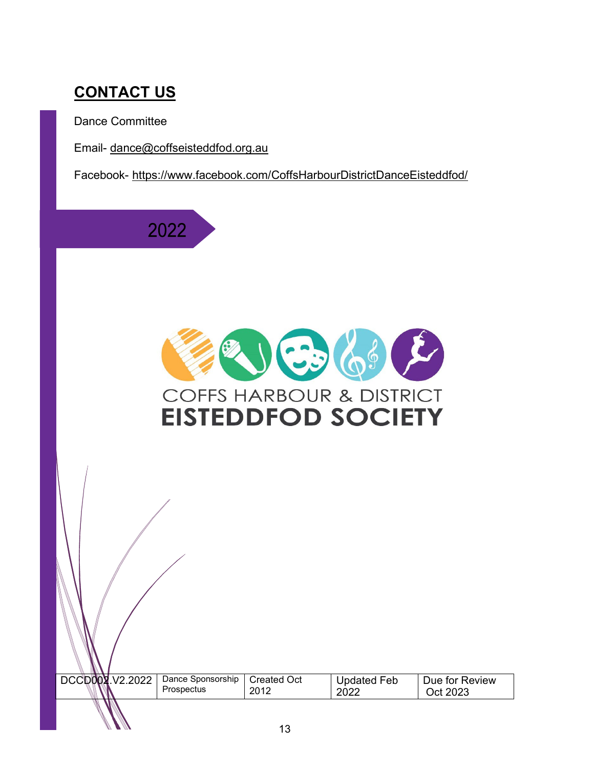## CONTACT US

Dance Committee

Email- dance@coffseisteddfod.org.au

Facebook- https://www.facebook.com/CoffsHarbourDistrictDanceEisteddfod/

2022

COFFS HARBOUR & DISTRICT
**EISTEDDFOD SOCIETY**